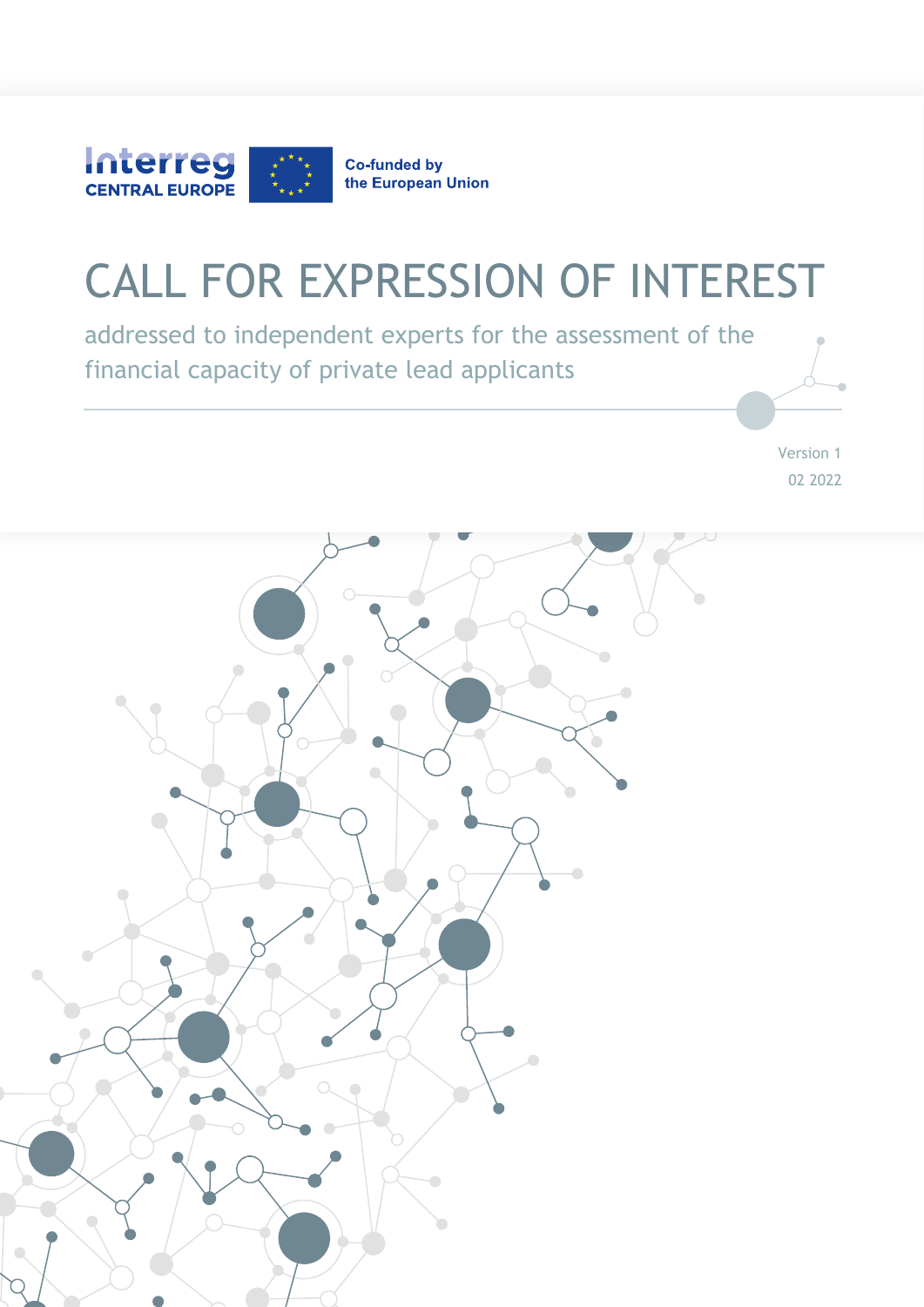Interreg CENTRAL EUROPE

Co-funded by the European Union

# CALL FOR EXPRESSION OF INTEREST

addressed to independent experts for the assessment of the financial capacity of private lead applicants

Version 1

02 2022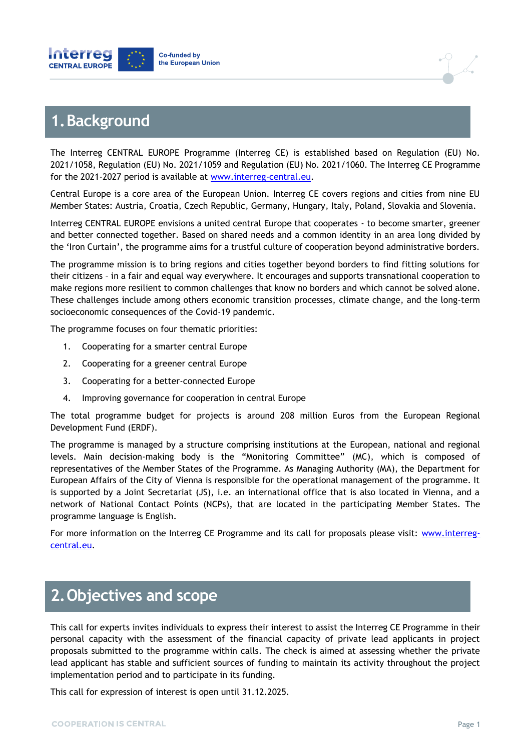# 1. Background

The Interreg CENTRAL EUROPE Programme (Interreg CE) is established based on Regulation (EU) No. 2021/1058, Regulation (EU) No. 2021/1059 and Regulation (EU) No. 2021/1060. The Interreg CE Programme for the 2021-2027 period is available at www.interreg-central.eu.

Central Europe is a core area of the European Union. Interreg CE covers regions and cities from nine EU Member States: Austria, Croatia, Czech Republic, Germany, Hungary, Italy, Poland, Slovakia and Slovenia.

Interreg CENTRAL EUROPE envisions a united central Europe that cooperates - to become smarter, greener and better connected together. Based on shared needs and a common identity in an area long divided by the 'Iron Curtain', the programme aims for a trustful culture of cooperation beyond administrative borders.

The programme mission is to bring regions and cities together beyond borders to find fitting solutions for their citizens – in a fair and equal way everywhere. It encourages and supports transnational cooperation to make regions more resilient to common challenges that know no borders and which cannot be solved alone. These challenges include among others economic transition processes, climate change, and the long-term socioeconomic consequences of the Covid-19 pandemic.

The programme focuses on four thematic priorities:

1. Cooperating for a smarter central Europe
2. Cooperating for a greener central Europe
3. Cooperating for a better-connected Europe
4. Improving governance for cooperation in central Europe

The total programme budget for projects is around 208 million Euros from the European Regional Development Fund (ERDF).

The programme is managed by a structure comprising institutions at the European, national and regional levels. Main decision-making body is the "Monitoring Committee" (MC), which is composed of representatives of the Member States of the Programme. As Managing Authority (MA), the Department for European Affairs of the City of Vienna is responsible for the operational management of the programme. It is supported by a Joint Secretariat (JS), i.e. an international office that is also located in Vienna, and a network of National Contact Points (NCPs), that are located in the participating Member States. The programme language is English.

For more information on the Interreg CE Programme and its call for proposals please visit: www.interreg-central.eu.

# 2. Objectives and scope

This call for experts invites individuals to express their interest to assist the Interreg CE Programme in their personal capacity with the assessment of the financial capacity of private lead applicants in project proposals submitted to the programme within calls. The check is aimed at assessing whether the private lead applicant has stable and sufficient sources of funding to maintain its activity throughout the project implementation period and to participate in its funding.

This call for expression of interest is open until 31.12.2025.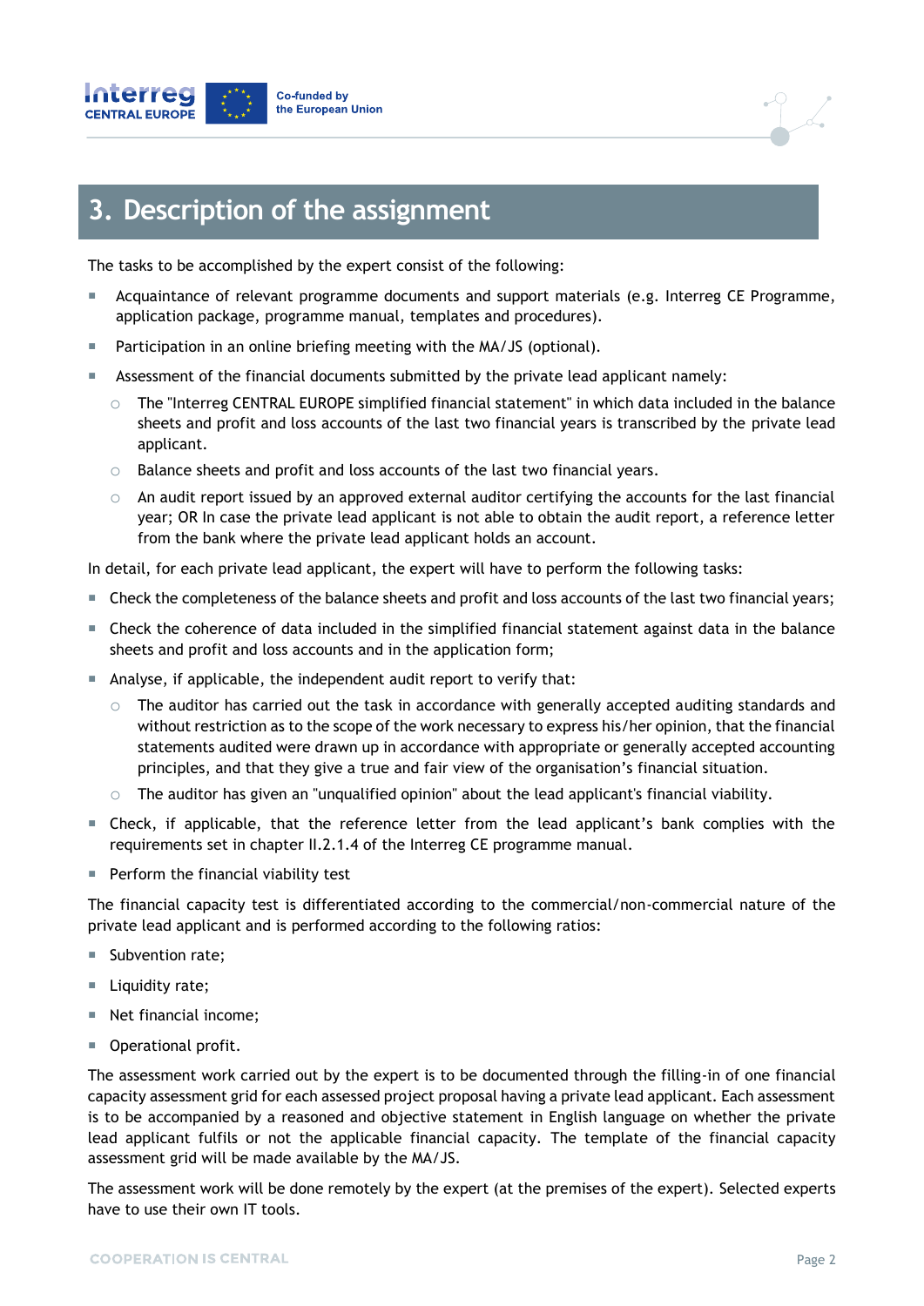# 3. Description of the assignment

The tasks to be accomplished by the expert consist of the following:

- Acquaintance of relevant programme documents and support materials (e.g. Interreg CE Programme, application package, programme manual, templates and procedures).
- Participation in an online briefing meeting with the MA/JS (optional).
- Assessment of the financial documents submitted by the private lead applicant namely:
  - The "Interreg CENTRAL EUROPE simplified financial statement" in which data included in the balance sheets and profit and loss accounts of the last two financial years is transcribed by the private lead applicant.
  - Balance sheets and profit and loss accounts of the last two financial years.
  - An audit report issued by an approved external auditor certifying the accounts for the last financial year; OR In case the private lead applicant is not able to obtain the audit report, a reference letter from the bank where the private lead applicant holds an account.

In detail, for each private lead applicant, the expert will have to perform the following tasks:

- Check the completeness of the balance sheets and profit and loss accounts of the last two financial years;
- Check the coherence of data included in the simplified financial statement against data in the balance sheets and profit and loss accounts and in the application form;
- Analyse, if applicable, the independent audit report to verify that:
  - The auditor has carried out the task in accordance with generally accepted auditing standards and without restriction as to the scope of the work necessary to express his/her opinion, that the financial statements audited were drawn up in accordance with appropriate or generally accepted accounting principles, and that they give a true and fair view of the organisation's financial situation.
  - The auditor has given an "unqualified opinion" about the lead applicant's financial viability.
- Check, if applicable, that the reference letter from the lead applicant's bank complies with the requirements set in chapter II.2.1.4 of the Interreg CE programme manual.
- Perform the financial viability test

The financial capacity test is differentiated according to the commercial/non-commercial nature of the private lead applicant and is performed according to the following ratios:

- Subvention rate;
- Liquidity rate;
- Net financial income;
- Operational profit.

The assessment work carried out by the expert is to be documented through the filling-in of one financial capacity assessment grid for each assessed project proposal having a private lead applicant. Each assessment is to be accompanied by a reasoned and objective statement in English language on whether the private lead applicant fulfils or not the applicable financial capacity. The template of the financial capacity assessment grid will be made available by the MA/JS.

The assessment work will be done remotely by the expert (at the premises of the expert). Selected experts have to use their own IT tools.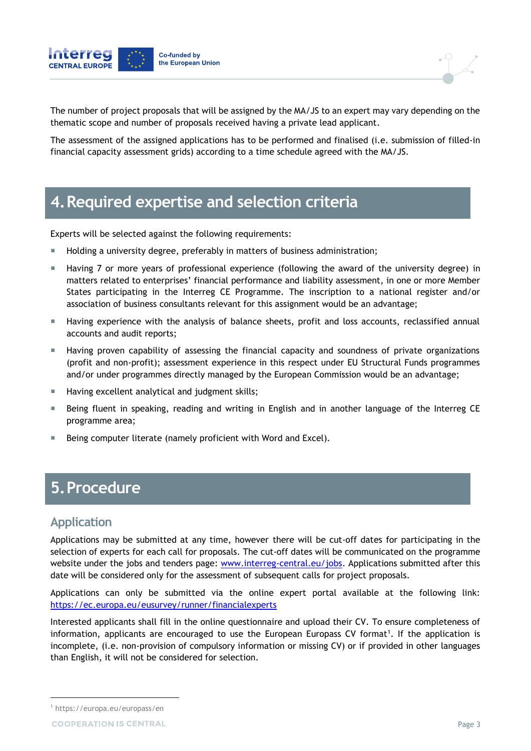The number of project proposals that will be assigned by the MA/JS to an expert may vary depending on the thematic scope and number of proposals received having a private lead applicant.

The assessment of the assigned applications has to be performed and finalised (i.e. submission of filled-in financial capacity assessment grids) according to a time schedule agreed with the MA/JS.

# 4. Required expertise and selection criteria

Experts will be selected against the following requirements:

- Holding a university degree, preferably in matters of business administration;
- Having 7 or more years of professional experience (following the award of the university degree) in matters related to enterprises' financial performance and liability assessment, in one or more Member States participating in the Interreg CE Programme. The inscription to a national register and/or association of business consultants relevant for this assignment would be an advantage;
- Having experience with the analysis of balance sheets, profit and loss accounts, reclassified annual accounts and audit reports;
- Having proven capability of assessing the financial capacity and soundness of private organizations (profit and non-profit); assessment experience in this respect under EU Structural Funds programmes and/or under programmes directly managed by the European Commission would be an advantage;
- Having excellent analytical and judgment skills;
- Being fluent in speaking, reading and writing in English and in another language of the Interreg CE programme area;
- Being computer literate (namely proficient with Word and Excel).

# 5. Procedure

## Application

Applications may be submitted at any time, however there will be cut-off dates for participating in the selection of experts for each call for proposals. The cut-off dates will be communicated on the programme website under the jobs and tenders page: www.interreg-central.eu/jobs. Applications submitted after this date will be considered only for the assessment of subsequent calls for project proposals.

Applications can only be submitted via the online expert portal available at the following link: https://ec.europa.eu/eusurvey/runner/financialexperts

Interested applicants shall fill in the online questionnaire and upload their CV. To ensure completeness of information, applicants are encouraged to use the European Europass CV format[1]. If the application is incomplete, (i.e. non-provision of compulsory information or missing CV) or if provided in other languages than English, it will not be considered for selection.

[1] https://europa.eu/europass/en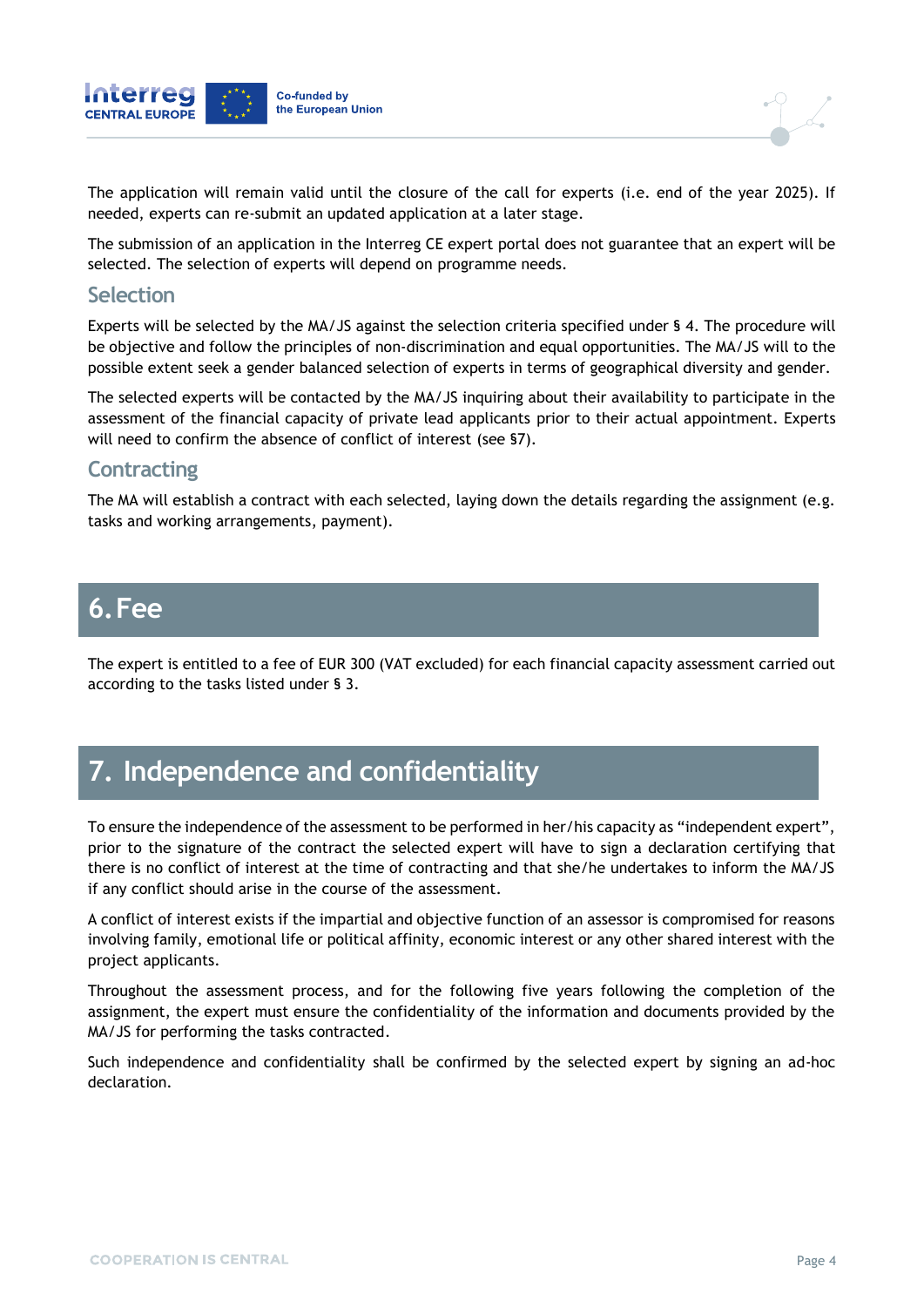The application will remain valid until the closure of the call for experts (i.e. end of the year 2025). If needed, experts can re-submit an updated application at a later stage.

The submission of an application in the Interreg CE expert portal does not guarantee that an expert will be selected. The selection of experts will depend on programme needs.

### Selection

Experts will be selected by the MA/JS against the selection criteria specified under § 4. The procedure will be objective and follow the principles of non-discrimination and equal opportunities. The MA/JS will to the possible extent seek a gender balanced selection of experts in terms of geographical diversity and gender.

The selected experts will be contacted by the MA/JS inquiring about their availability to participate in the assessment of the financial capacity of private lead applicants prior to their actual appointment. Experts will need to confirm the absence of conflict of interest (see §7).

### Contracting

The MA will establish a contract with each selected, laying down the details regarding the assignment (e.g. tasks and working arrangements, payment).

## 6. Fee

The expert is entitled to a fee of EUR 300 (VAT excluded) for each financial capacity assessment carried out according to the tasks listed under § 3.

## 7. Independence and confidentiality

To ensure the independence of the assessment to be performed in her/his capacity as “independent expert”, prior to the signature of the contract the selected expert will have to sign a declaration certifying that there is no conflict of interest at the time of contracting and that she/he undertakes to inform the MA/JS if any conflict should arise in the course of the assessment.

A conflict of interest exists if the impartial and objective function of an assessor is compromised for reasons involving family, emotional life or political affinity, economic interest or any other shared interest with the project applicants.

Throughout the assessment process, and for the following five years following the completion of the assignment, the expert must ensure the confidentiality of the information and documents provided by the MA/JS for performing the tasks contracted.

Such independence and confidentiality shall be confirmed by the selected expert by signing an ad-hoc declaration.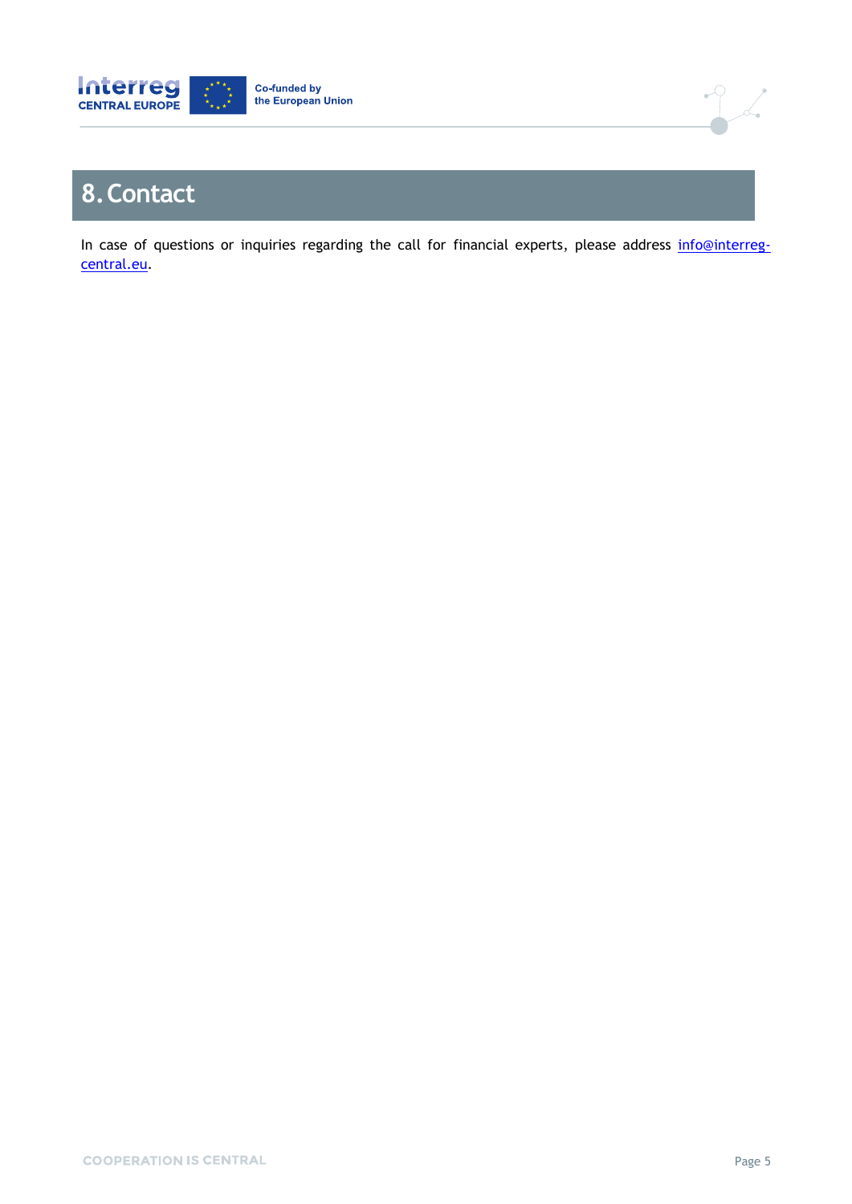# 8. Contact

In case of questions or inquiries regarding the call for financial experts, please address info@interreg-central.eu.